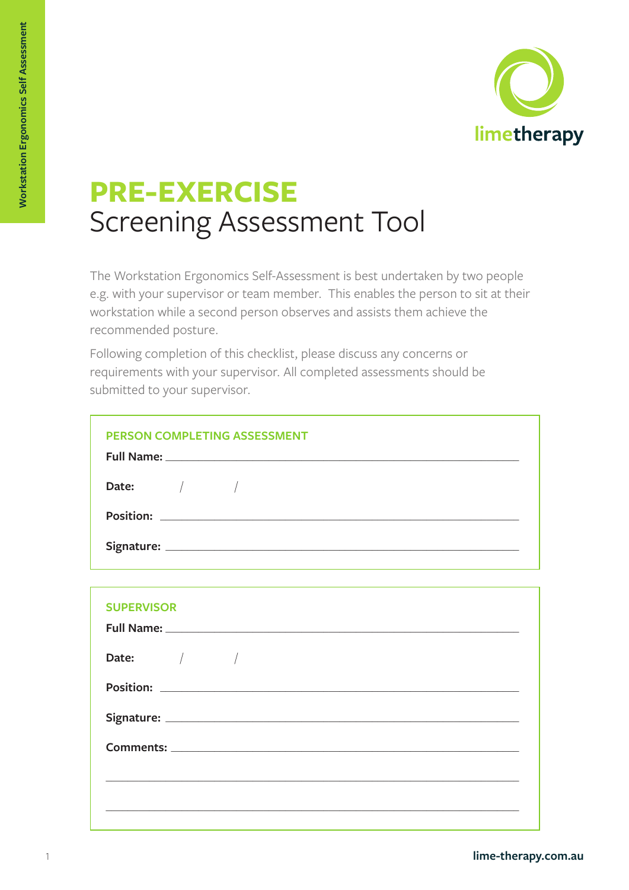limetherapy

# PRE-EXERCISE
## Screening Assessment Tool

The Workstation Ergonomics Self-Assessment is best undertaken by two people e.g. with your supervisor or team member. This enables the person to sit at their workstation while a second person observes and assists them achieve the recommended posture.

Following completion of this checklist, please discuss any concerns or requirements with your supervisor. All completed assessments should be submitted to your supervisor.

### PERSON COMPLETING ASSESSMENT

**Full Name:** ______________________________________________

**Date:** ___ / ___ / ___

**Position:** ______________________________________________

**Signature:** ______________________________________________

### SUPERVISOR

**Full Name:** ______________________________________________

**Date:** ___ / ___ / ___

**Position:** ______________________________________________

**Signature:** ______________________________________________

**Comments:** ______________________________________________

______________________________________________

______________________________________________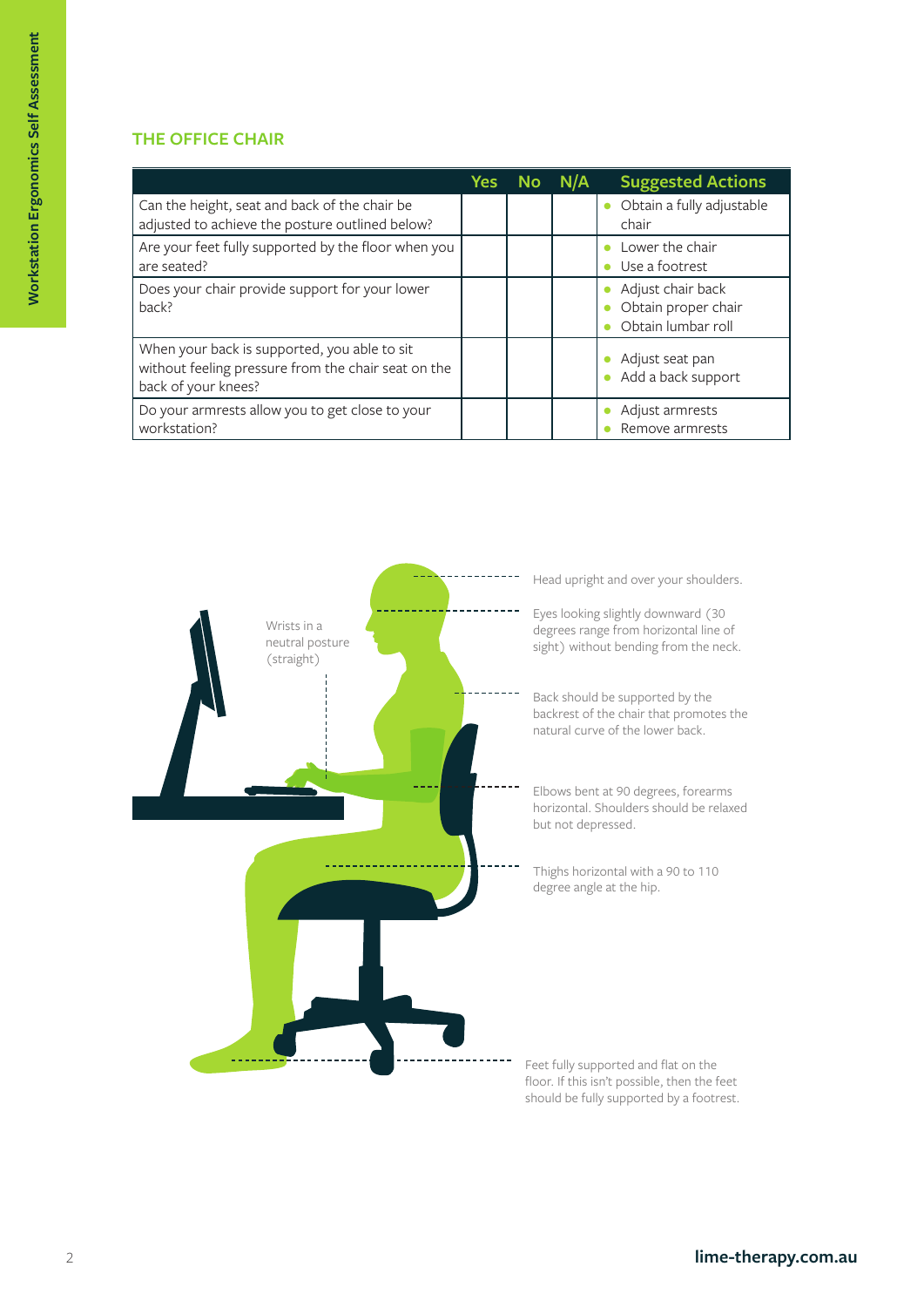## THE OFFICE CHAIR

| | Yes | No | N/A | Suggested Actions |
|---|---|---|---|---|
| Can the height, seat and back of the chair be adjusted to achieve the posture outlined below? | | | | • Obtain a fully adjustable chair |
| Are your feet fully supported by the floor when you are seated? | | | | • Lower the chair<br>• Use a footrest |
| Does your chair provide support for your lower back? | | | | • Adjust chair back<br>• Obtain proper chair<br>• Obtain lumbar roll |
| When your back is supported, you able to sit without feeling pressure from the chair seat on the back of your knees? | | | | • Adjust seat pan<br>• Add a back support |
| Do your armrests allow you to get close to your workstation? | | | | • Adjust armrests<br>• Remove armrests |

Wrists in a neutral posture (straight)

Head upright and over your shoulders.

Eyes looking slightly downward (30 degrees range from horizontal line of sight) without bending from the neck.

Back should be supported by the backrest of the chair that promotes the natural curve of the lower back.

Elbows bent at 90 degrees, forearms horizontal. Shoulders should be relaxed but not depressed.

Thighs horizontal with a 90 to 110 degree angle at the hip.

Feet fully supported and flat on the floor. If this isn't possible, then the feet should be fully supported by a footrest.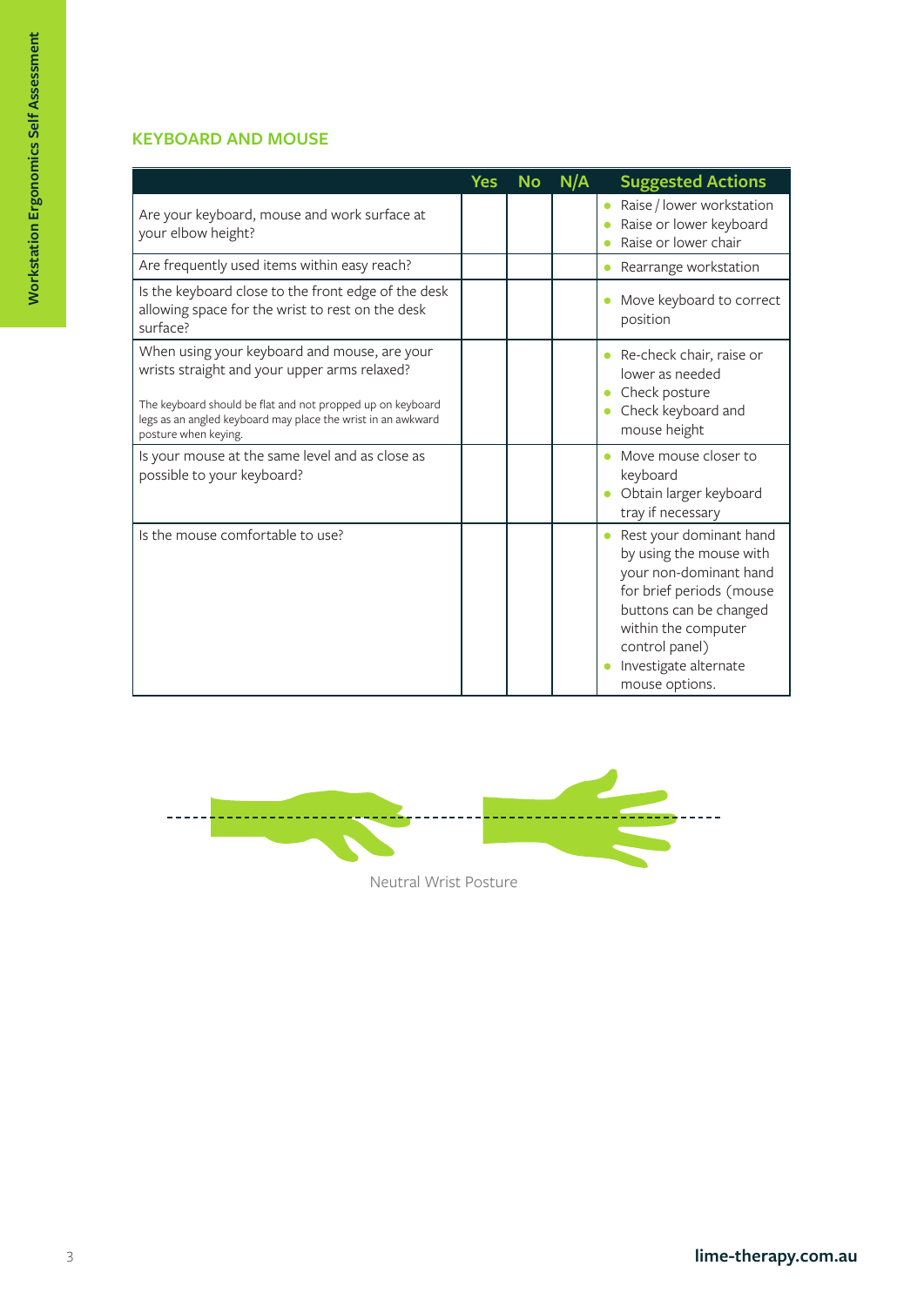## KEYBOARD AND MOUSE

| | Yes | No | N/A | Suggested Actions |
|---|---|---|---|---|
| Are your keyboard, mouse and work surface at your elbow height? | | | | • Raise / lower workstation<br>• Raise or lower keyboard<br>• Raise or lower chair |
| Are frequently used items within easy reach? | | | | • Rearrange workstation |
| Is the keyboard close to the front edge of the desk allowing space for the wrist to rest on the desk surface? | | | | • Move keyboard to correct position |
| When using your keyboard and mouse, are your wrists straight and your upper arms relaxed?<br><br>The keyboard should be flat and not propped up on keyboard legs as an angled keyboard may place the wrist in an awkward posture when keying. | | | | • Re-check chair, raise or lower as needed<br>• Check posture<br>• Check keyboard and mouse height |
| Is your mouse at the same level and as close as possible to your keyboard? | | | | • Move mouse closer to keyboard<br>• Obtain larger keyboard tray if necessary |
| Is the mouse comfortable to use? | | | | • Rest your dominant hand by using the mouse with your non-dominant hand for brief periods (mouse buttons can be changed within the computer control panel)<br>• Investigate alternate mouse options. |

Neutral Wrist Posture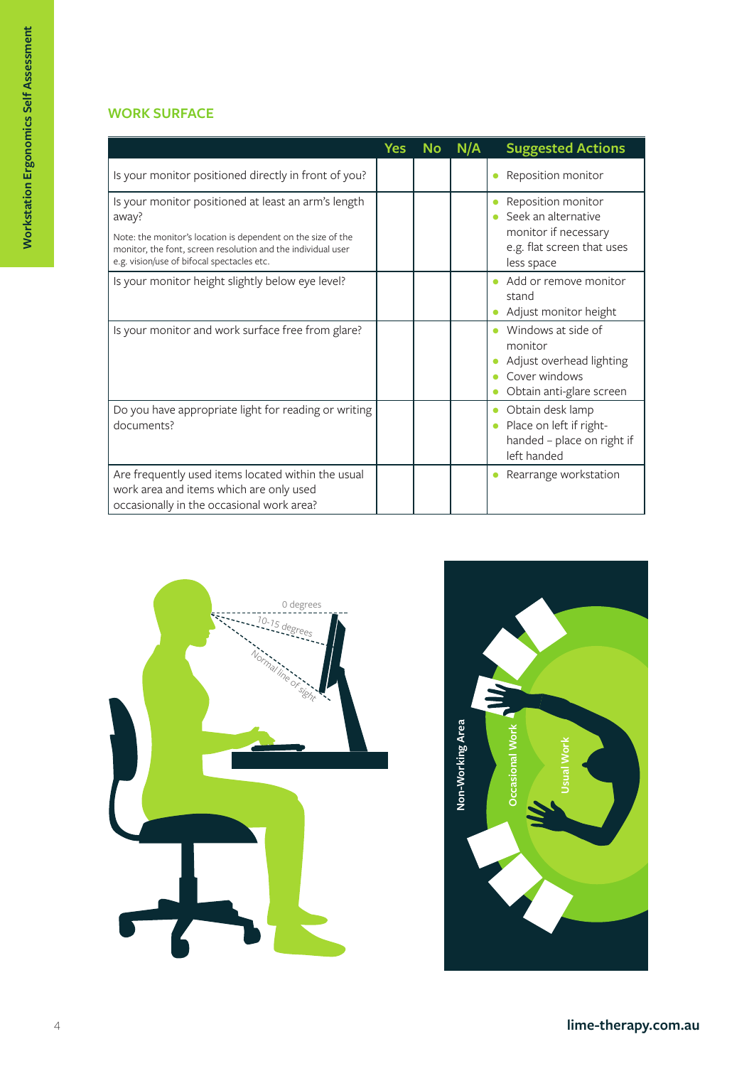## WORK SURFACE

| | Yes | No | N/A | Suggested Actions |
|---|---|---|---|---|
| Is your monitor positioned directly in front of you? | | | | • Reposition monitor |
| Is your monitor positioned at least an arm's length away?<br>Note: the monitor's location is dependent on the size of the monitor, the font, screen resolution and the individual user e.g. vision/use of bifocal spectacles etc. | | | | • Reposition monitor<br>• Seek an alternative monitor if necessary e.g. flat screen that uses less space |
| Is your monitor height slightly below eye level? | | | | • Add or remove monitor stand<br>• Adjust monitor height |
| Is your monitor and work surface free from glare? | | | | • Windows at side of monitor<br>• Adjust overhead lighting<br>• Cover windows<br>• Obtain anti-glare screen |
| Do you have appropriate light for reading or writing documents? | | | | • Obtain desk lamp<br>• Place on left if right-handed – place on right if left handed |
| Are frequently used items located within the usual work area and items which are only used occasionally in the occasional work area? | | | | • Rearrange workstation |

0 degrees

10-15 degrees

Normal line of sight

Non-Working Area

Occasional Work

Usual Work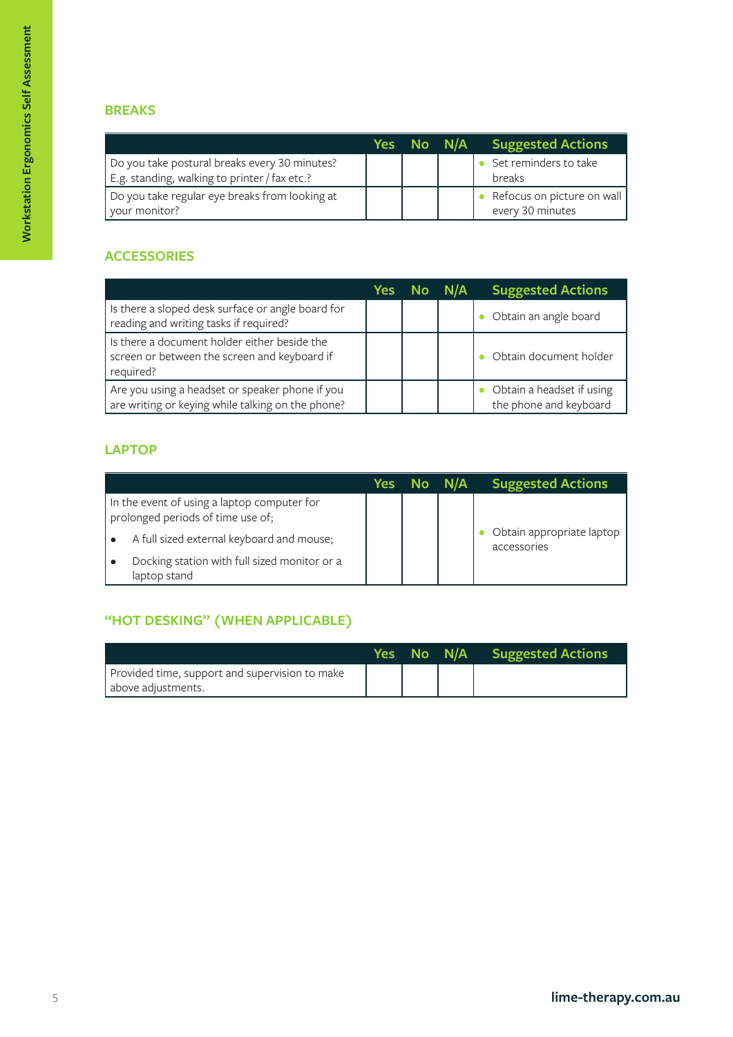## BREAKS

| | Yes | No | N/A | Suggested Actions |
|---|---|---|---|---|
| Do you take postural breaks every 30 minutes? E.g. standing, walking to printer / fax etc.? | | | | • Set reminders to take breaks |
| Do you take regular eye breaks from looking at your monitor? | | | | • Refocus on picture on wall every 30 minutes |

## ACCESSORIES

| | Yes | No | N/A | Suggested Actions |
|---|---|---|---|---|
| Is there a sloped desk surface or angle board for reading and writing tasks if required? | | | | • Obtain an angle board |
| Is there a document holder either beside the screen or between the screen and keyboard if required? | | | | • Obtain document holder |
| Are you using a headset or speaker phone if you are writing or keying while talking on the phone? | | | | • Obtain a headset if using the phone and keyboard |

## LAPTOP

| | Yes | No | N/A | Suggested Actions |
|---|---|---|---|---|
| In the event of using a laptop computer for prolonged periods of time use of; <br>• A full sized external keyboard and mouse; <br>• Docking station with full sized monitor or a laptop stand | | | | • Obtain appropriate laptop accessories |

## "HOT DESKING" (WHEN APPLICABLE)

| | Yes | No | N/A | Suggested Actions |
|---|---|---|---|---|
| Provided time, support and supervision to make above adjustments. | | | | |

lime-therapy.com.au